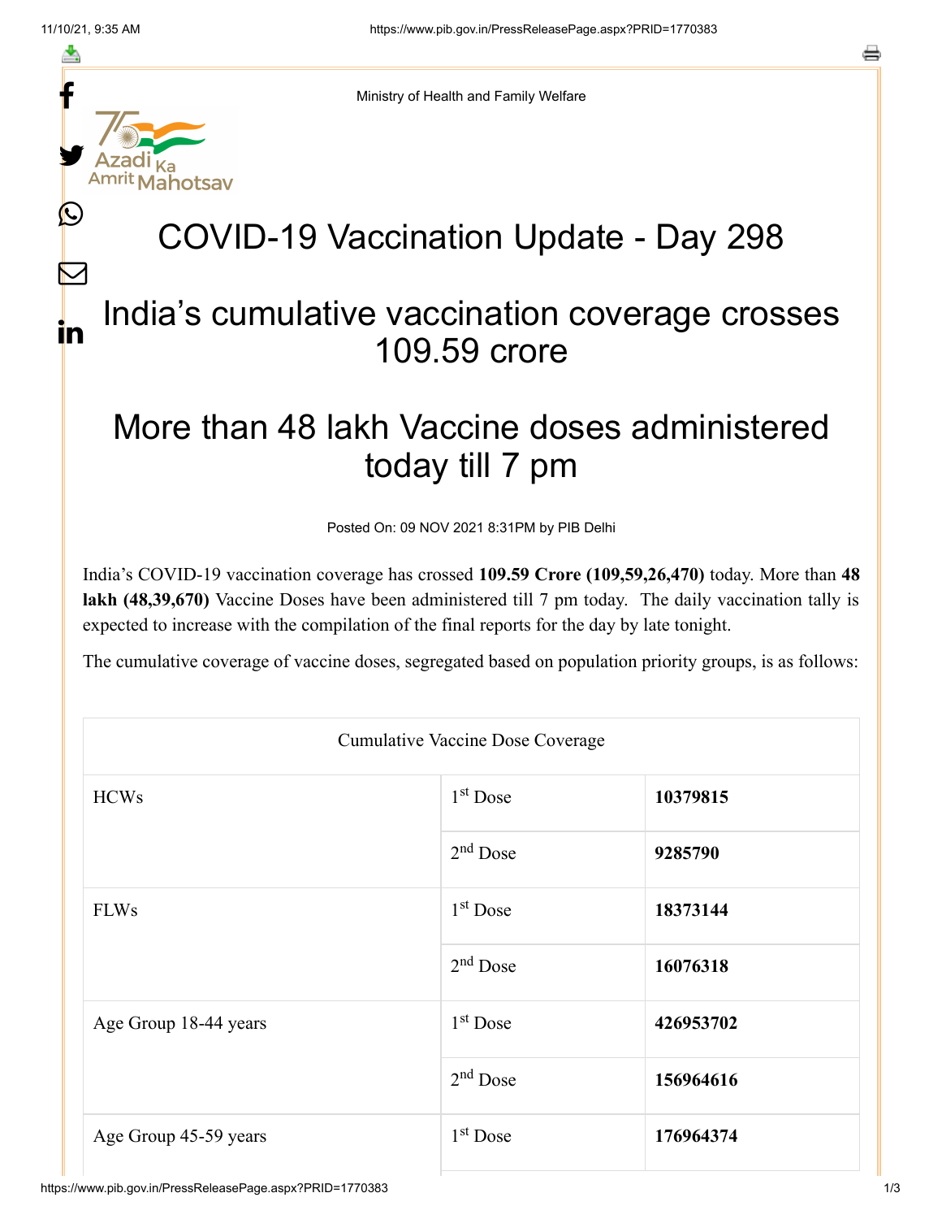Ministry of Health and Family Welfare

# COVID-19 Vaccination Update - Day 298

## India's cumulative vaccination coverage crosses 109.59 crore

## More than 48 lakh Vaccine doses administered today till 7 pm

Posted On: 09 NOV 2021 8:31PM by PIB Delhi

India's COVID-19 vaccination coverage has crossed **109.59 Crore (109,59,26,470)** today. More than **48 lakh (48,39,670)** Vaccine Doses have been administered till 7 pm today. The daily vaccination tally is expected to increase with the compilation of the final reports for the day by late tonight.

The cumulative coverage of vaccine doses, segregated based on population priority groups, is as follows:

| Cumulative Vaccine Dose Coverage | | |
|---|---|---|
| HCWs | 1st Dose | **10379815** |
| | 2nd Dose | **9285790** |
| FLWs | 1st Dose | **18373144** |
| | 2nd Dose | **16076318** |
| Age Group 18-44 years | 1st Dose | **426953702** |
| | 2nd Dose | **156964616** |
| Age Group 45-59 years | 1st Dose | **176964374** |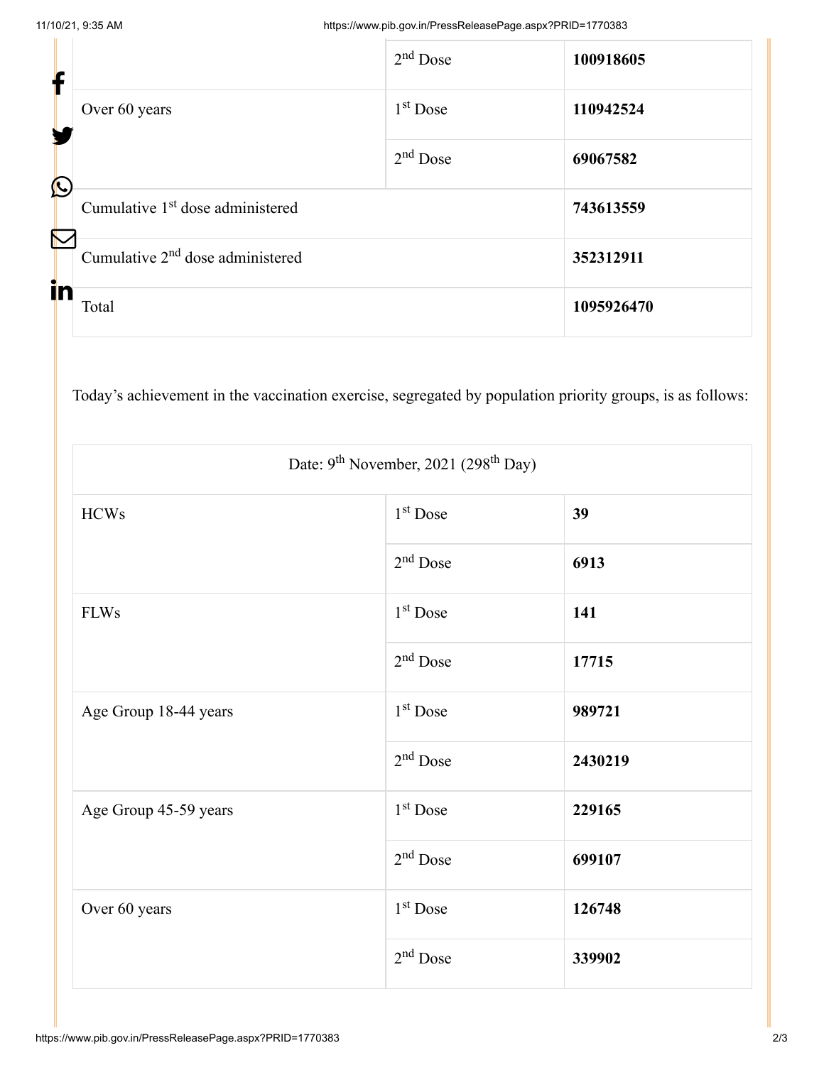| | | |
|---|---|---|
| | 2nd Dose | **100918605** |
| Over 60 years | 1st Dose | **110942524** |
| | 2nd Dose | **69067582** |
| Cumulative 1st dose administered | | **743613559** |
| Cumulative 2nd dose administered | | **352312911** |
| Total | | **1095926470** |

Today's achievement in the vaccination exercise, segregated by population priority groups, is as follows:

| Date: 9th November, 2021 (298th Day) | | |
|---|---|---|
| HCWs | 1st Dose | **39** |
| | 2nd Dose | **6913** |
| FLWs | 1st Dose | **141** |
| | 2nd Dose | **17715** |
| Age Group 18-44 years | 1st Dose | **989721** |
| | 2nd Dose | **2430219** |
| Age Group 45-59 years | 1st Dose | **229165** |
| | 2nd Dose | **699107** |
| Over 60 years | 1st Dose | **126748** |
| | 2nd Dose | **339902** |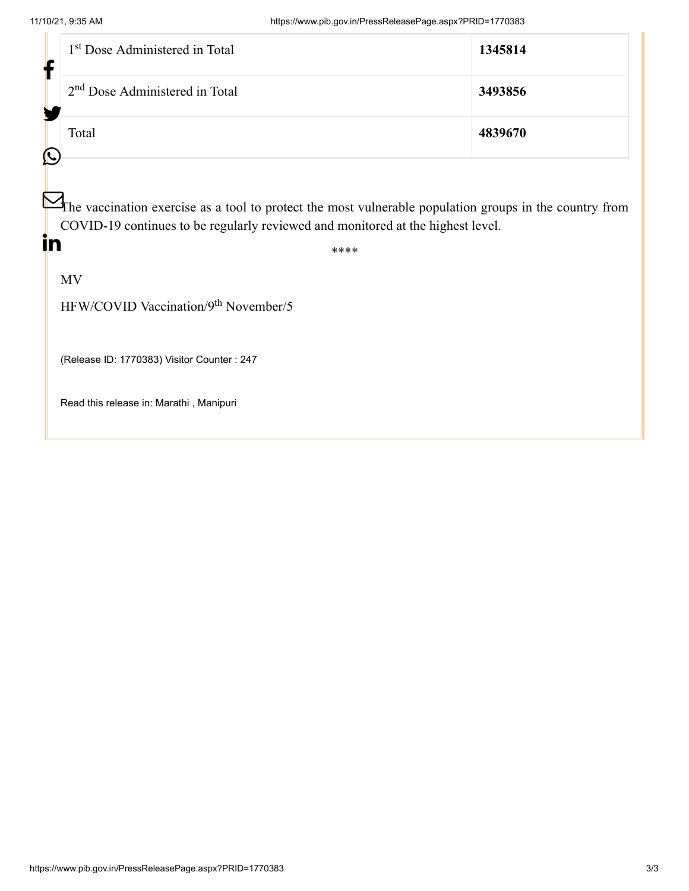| | |
|---|---|
| 1st Dose Administered in Total | **1345814** |
| 2nd Dose Administered in Total | **3493856** |
| Total | **4839670** |

The vaccination exercise as a tool to protect the most vulnerable population groups in the country from COVID-19 continues to be regularly reviewed and monitored at the highest level.

****

MV

HFW/COVID Vaccination/9th November/5

(Release ID: 1770383) Visitor Counter : 247

Read this release in: Marathi , Manipuri